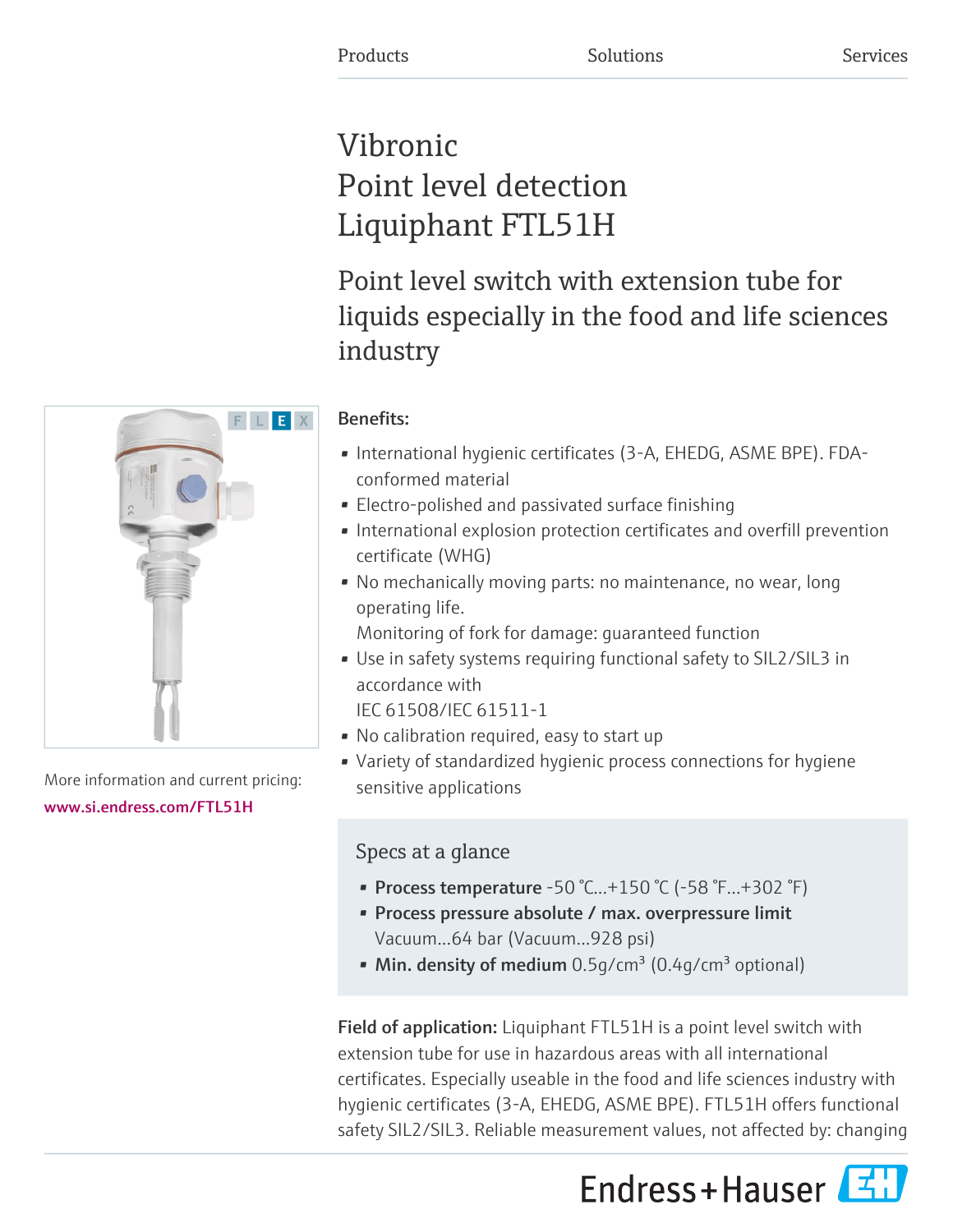Products Solutions Services

# Vibronic
# Point level detection
# Liquiphant FTL51H

## Point level switch with extension tube for liquids especially in the food and life sciences industry

F L E X

More information and current pricing:
www.si.endress.com/FTL51H

**Benefits:**

- International hygienic certificates (3-A, EHEDG, ASME BPE). FDA-conformed material
- Electro-polished and passivated surface finishing
- International explosion protection certificates and overfill prevention certificate (WHG)
- No mechanically moving parts: no maintenance, no wear, long operating life.
  Monitoring of fork for damage: guaranteed function
- Use in safety systems requiring functional safety to SIL2/SIL3 in accordance with
  IEC 61508/IEC 61511-1
- No calibration required, easy to start up
- Variety of standardized hygienic process connections for hygiene sensitive applications

### Specs at a glance

- **Process temperature** -50 °C...+150 °C (-58 °F...+302 °F)
- **Process pressure absolute / max. overpressure limit** Vacuum...64 bar (Vacuum...928 psi)
- **Min. density of medium** 0.5g/cm³ (0.4g/cm³ optional)

**Field of application:** Liquiphant FTL51H is a point level switch with extension tube for use in hazardous areas with all international certificates. Especially useable in the food and life sciences industry with hygienic certificates (3-A, EHEDG, ASME BPE). FTL51H offers functional safety SIL2/SIL3. Reliable measurement values, not affected by: changing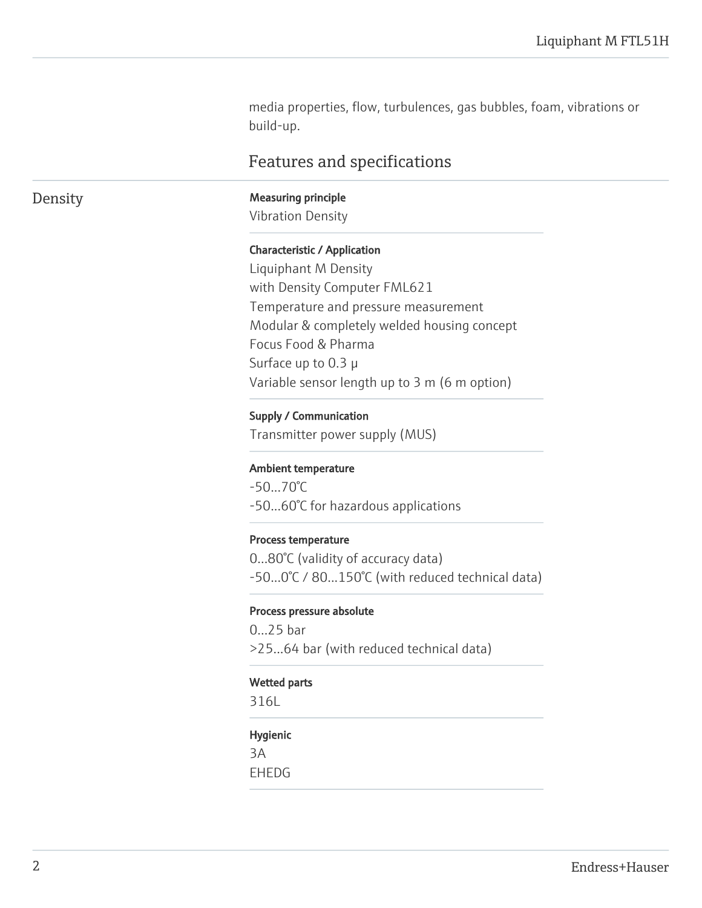media properties, flow, turbulences, gas bubbles, foam, vibrations or build-up.

## Features and specifications

### Density

**Measuring principle**

Vibration Density

**Characteristic / Application**

Liquiphant M Density
with Density Computer FML621
Temperature and pressure measurement
Modular & completely welded housing concept
Focus Food & Pharma
Surface up to 0.3 µ
Variable sensor length up to 3 m (6 m option)

**Supply / Communication**

Transmitter power supply (MUS)

**Ambient temperature**

-50...70°C
-50...60°C for hazardous applications

**Process temperature**

0...80°C (validity of accuracy data)
-50...0°C / 80...150°C (with reduced technical data)

**Process pressure absolute**

0...25 bar
>25...64 bar (with reduced technical data)

**Wetted parts**

316L

**Hygienic**

3A
EHEDG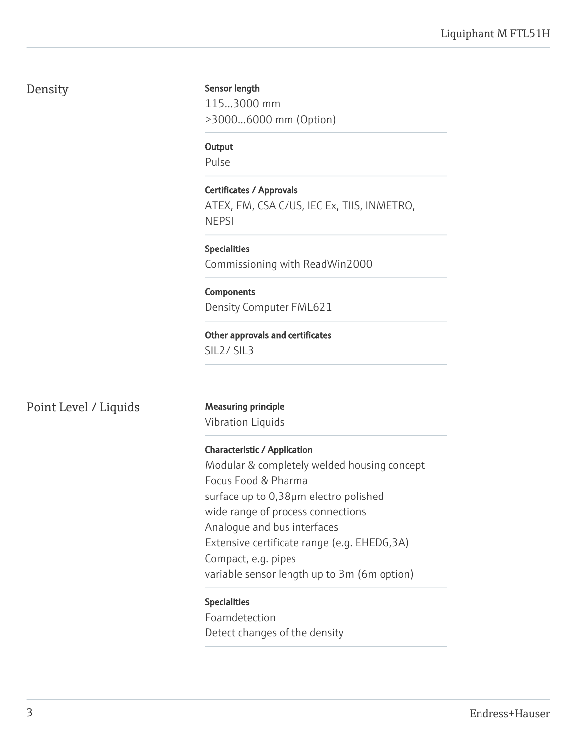## Density

**Sensor length**
115...3000 mm
>3000...6000 mm (Option)

**Output**
Pulse

**Certificates / Approvals**
ATEX, FM, CSA C/US, IEC Ex, TIIS, INMETRO, NEPSI

**Specialities**
Commissioning with ReadWin2000

**Components**
Density Computer FML621

**Other approvals and certificates**
SIL2/ SIL3

## Point Level / Liquids

**Measuring principle**
Vibration Liquids

**Characteristic / Application**
Modular & completely welded housing concept
Focus Food & Pharma
surface up to 0,38µm electro polished
wide range of process connections
Analogue and bus interfaces
Extensive certificate range (e.g. EHEDG,3A)
Compact, e.g. pipes
variable sensor length up to 3m (6m option)

**Specialities**
Foamdetection
Detect changes of the density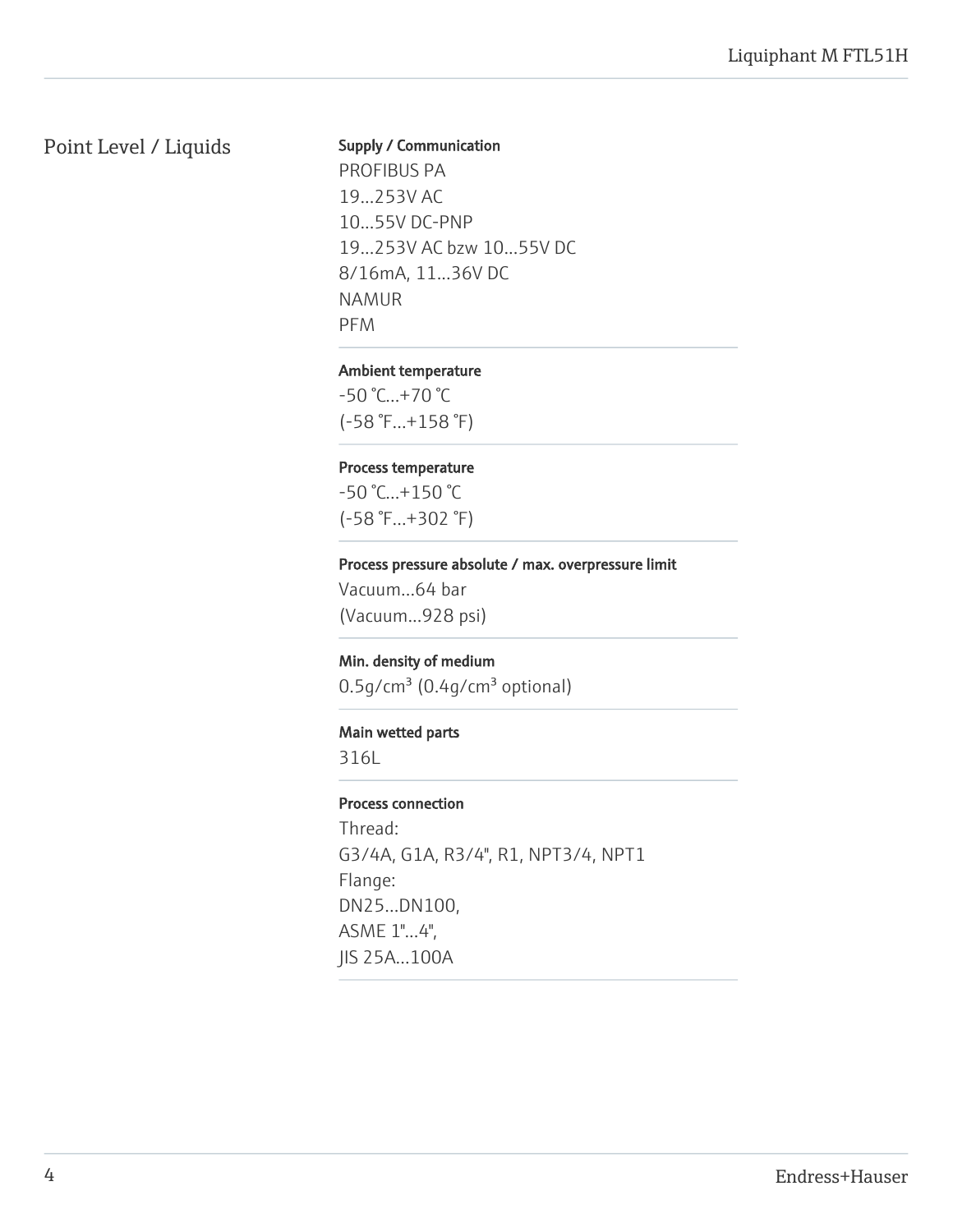## Point Level / Liquids

**Supply / Communication**

PROFIBUS PA
19...253V AC
10...55V DC-PNP
19...253V AC bzw 10...55V DC
8/16mA, 11...36V DC
NAMUR
PFM

**Ambient temperature**

-50 °C...+70 °C
(-58 °F...+158 °F)

**Process temperature**

-50 °C...+150 °C
(-58 °F...+302 °F)

**Process pressure absolute / max. overpressure limit**

Vacuum...64 bar
(Vacuum...928 psi)

**Min. density of medium**

0.5g/cm³ (0.4g/cm³ optional)

**Main wetted parts**

316L

**Process connection**

Thread:
G3/4A, G1A, R3/4", R1, NPT3/4, NPT1
Flange:
DN25...DN100,
ASME 1"...4",
JIS 25A...100A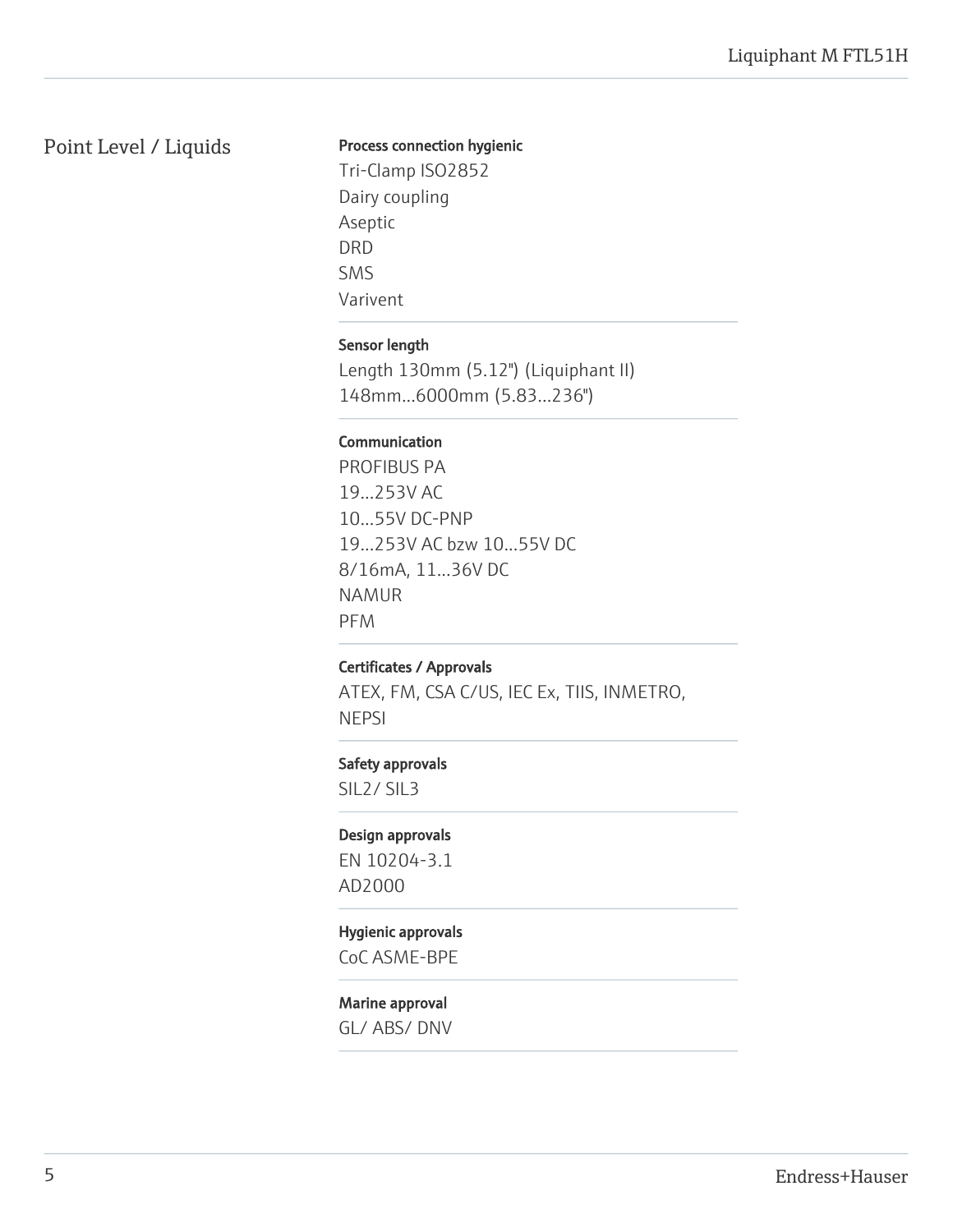## Point Level / Liquids

**Process connection hygienic**

Tri-Clamp ISO2852
Dairy coupling
Aseptic
DRD
SMS
Varivent

**Sensor length**

Length 130mm (5.12") (Liquiphant II)
148mm...6000mm (5.83...236")

**Communication**

PROFIBUS PA
19...253V AC
10...55V DC-PNP
19...253V AC bzw 10...55V DC
8/16mA, 11...36V DC
NAMUR
PFM

**Certificates / Approvals**

ATEX, FM, CSA C/US, IEC Ex, TIIS, INMETRO, NEPSI

**Safety approvals**

SIL2/ SIL3

**Design approvals**

EN 10204-3.1
AD2000

**Hygienic approvals**

CoC ASME-BPE

**Marine approval**

GL/ ABS/ DNV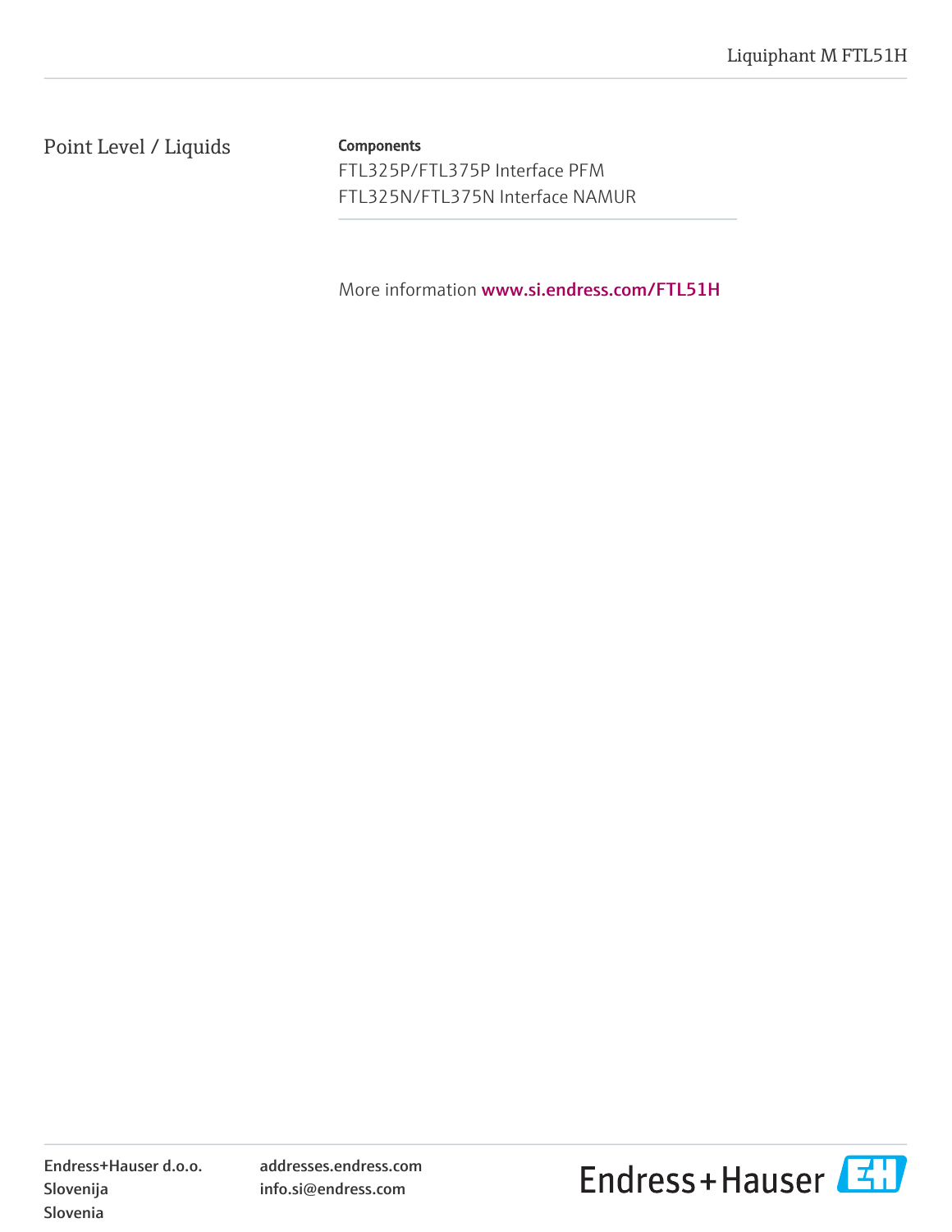Point Level / Liquids

**Components**

FTL325P/FTL375P Interface PFM
FTL325N/FTL375N Interface NAMUR

More information **www.si.endress.com/FTL51H**

Endress+Hauser d.o.o.
Slovenija
Slovenia

addresses.endress.com
info.si@endress.com